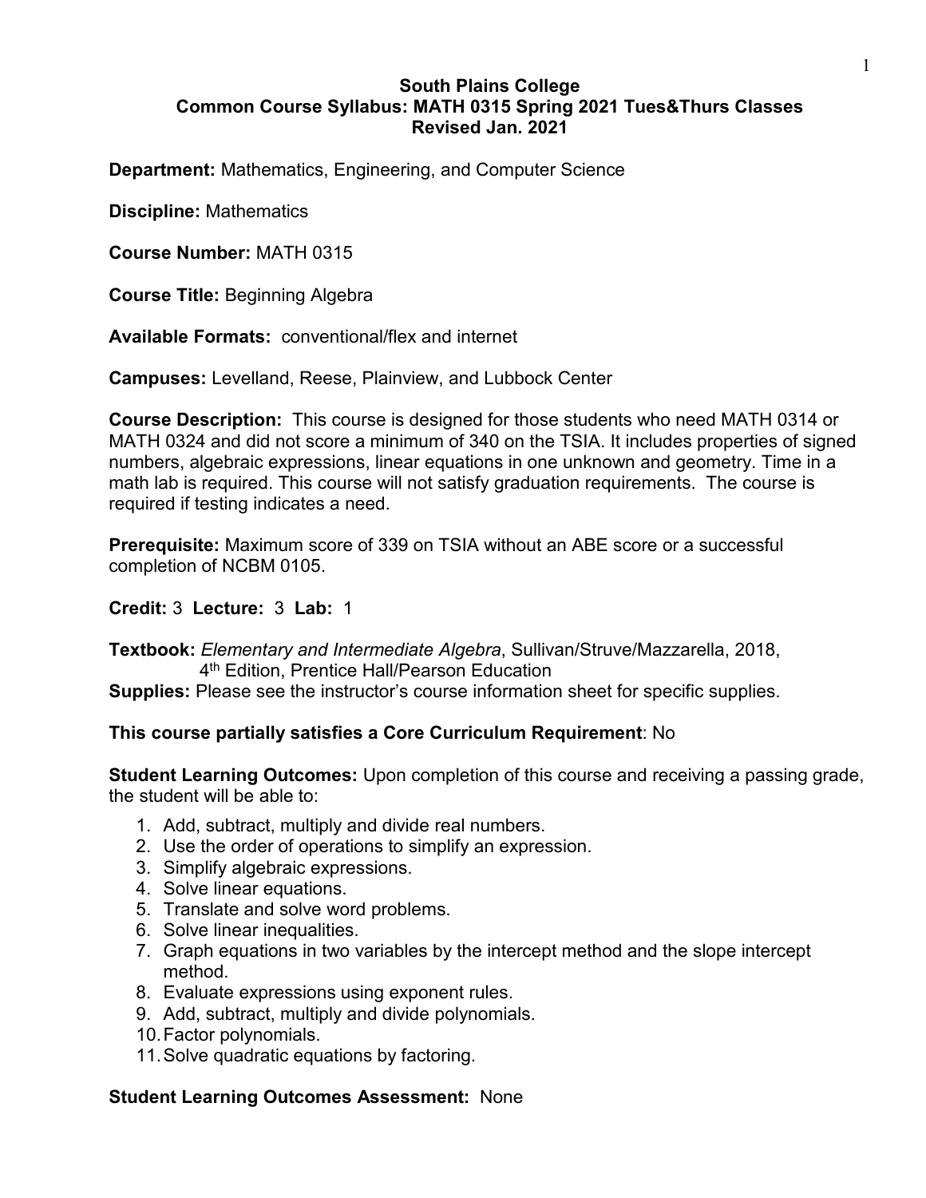# South Plains College
## Common Course Syllabus: MATH 0315 Spring 2021 Tues&Thurs Classes
### Revised Jan. 2021

**Department:** Mathematics, Engineering, and Computer Science

**Discipline:** Mathematics

**Course Number:** MATH 0315

**Course Title:** Beginning Algebra

**Available Formats:** conventional/flex and internet

**Campuses:** Levelland, Reese, Plainview, and Lubbock Center

**Course Description:** This course is designed for those students who need MATH 0314 or MATH 0324 and did not score a minimum of 340 on the TSIA. It includes properties of signed numbers, algebraic expressions, linear equations in one unknown and geometry. Time in a math lab is required. This course will not satisfy graduation requirements. The course is required if testing indicates a need.

**Prerequisite:** Maximum score of 339 on TSIA without an ABE score or a successful completion of NCBM 0105.

**Credit:** 3 **Lecture:** 3 **Lab:** 1

**Textbook:** *Elementary and Intermediate Algebra*, Sullivan/Struve/Mazzarella, 2018, 4th Edition, Prentice Hall/Pearson Education
**Supplies:** Please see the instructor's course information sheet for specific supplies.

**This course partially satisfies a Core Curriculum Requirement**: No

**Student Learning Outcomes:** Upon completion of this course and receiving a passing grade, the student will be able to:

1. Add, subtract, multiply and divide real numbers.
2. Use the order of operations to simplify an expression.
3. Simplify algebraic expressions.
4. Solve linear equations.
5. Translate and solve word problems.
6. Solve linear inequalities.
7. Graph equations in two variables by the intercept method and the slope intercept method.
8. Evaluate expressions using exponent rules.
9. Add, subtract, multiply and divide polynomials.
10. Factor polynomials.
11. Solve quadratic equations by factoring.

**Student Learning Outcomes Assessment:** None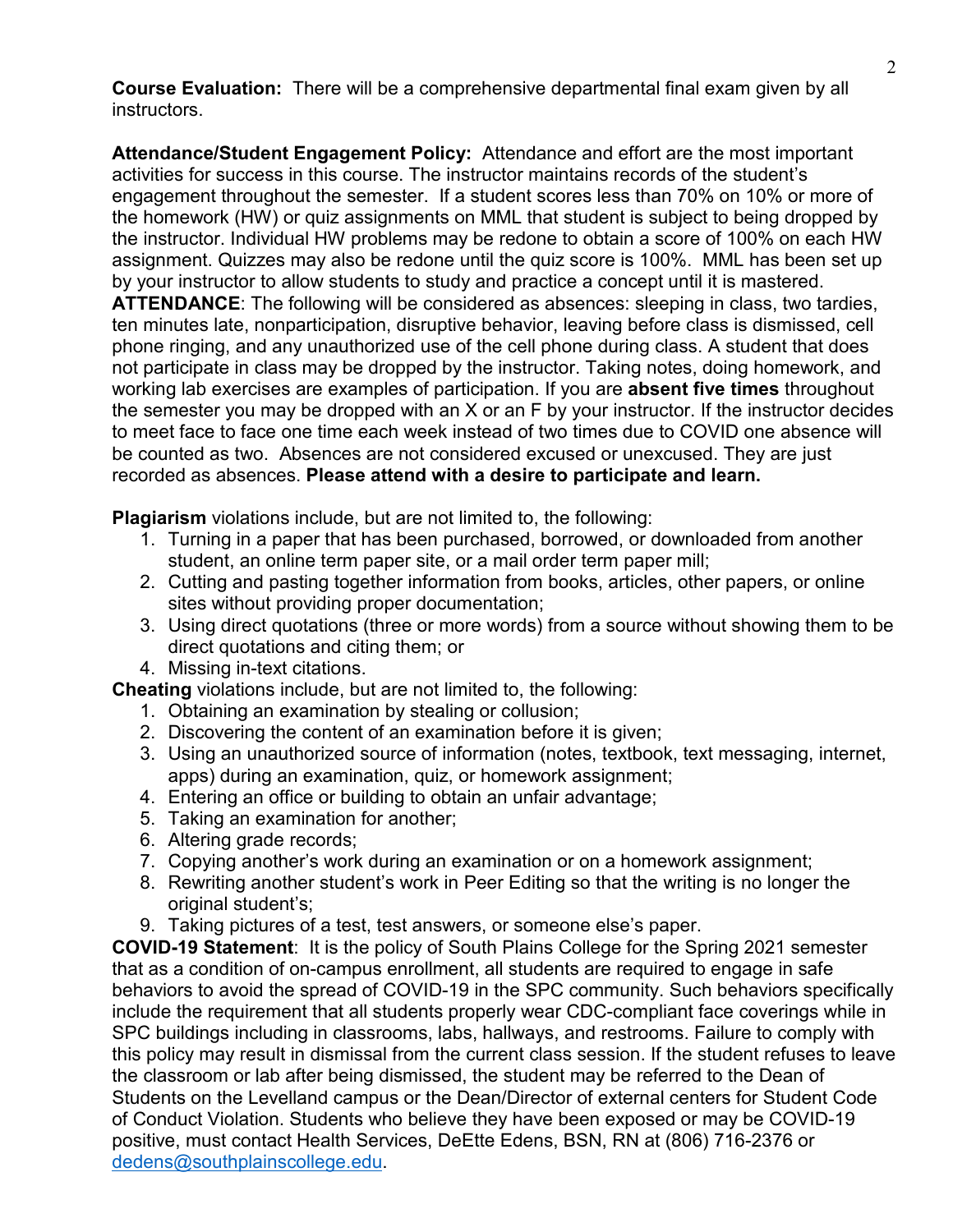**Course Evaluation:** There will be a comprehensive departmental final exam given by all instructors.

**Attendance/Student Engagement Policy:** Attendance and effort are the most important activities for success in this course. The instructor maintains records of the student's engagement throughout the semester. If a student scores less than 70% on 10% or more of the homework (HW) or quiz assignments on MML that student is subject to being dropped by the instructor. Individual HW problems may be redone to obtain a score of 100% on each HW assignment. Quizzes may also be redone until the quiz score is 100%. MML has been set up by your instructor to allow students to study and practice a concept until it is mastered.
**ATTENDANCE**: The following will be considered as absences: sleeping in class, two tardies, ten minutes late, nonparticipation, disruptive behavior, leaving before class is dismissed, cell phone ringing, and any unauthorized use of the cell phone during class. A student that does not participate in class may be dropped by the instructor. Taking notes, doing homework, and working lab exercises are examples of participation. If you are **absent five times** throughout the semester you may be dropped with an X or an F by your instructor. If the instructor decides to meet face to face one time each week instead of two times due to COVID one absence will be counted as two. Absences are not considered excused or unexcused. They are just recorded as absences. **Please attend with a desire to participate and learn.**

**Plagiarism** violations include, but are not limited to, the following:

1. Turning in a paper that has been purchased, borrowed, or downloaded from another student, an online term paper site, or a mail order term paper mill;
2. Cutting and pasting together information from books, articles, other papers, or online sites without providing proper documentation;
3. Using direct quotations (three or more words) from a source without showing them to be direct quotations and citing them; or
4. Missing in-text citations.

**Cheating** violations include, but are not limited to, the following:

1. Obtaining an examination by stealing or collusion;
2. Discovering the content of an examination before it is given;
3. Using an unauthorized source of information (notes, textbook, text messaging, internet, apps) during an examination, quiz, or homework assignment;
4. Entering an office or building to obtain an unfair advantage;
5. Taking an examination for another;
6. Altering grade records;
7. Copying another's work during an examination or on a homework assignment;
8. Rewriting another student's work in Peer Editing so that the writing is no longer the original student's;
9. Taking pictures of a test, test answers, or someone else's paper.

**COVID-19 Statement**: It is the policy of South Plains College for the Spring 2021 semester that as a condition of on-campus enrollment, all students are required to engage in safe behaviors to avoid the spread of COVID-19 in the SPC community. Such behaviors specifically include the requirement that all students properly wear CDC-compliant face coverings while in SPC buildings including in classrooms, labs, hallways, and restrooms. Failure to comply with this policy may result in dismissal from the current class session. If the student refuses to leave the classroom or lab after being dismissed, the student may be referred to the Dean of Students on the Levelland campus or the Dean/Director of external centers for Student Code of Conduct Violation. Students who believe they have been exposed or may be COVID-19 positive, must contact Health Services, DeEtte Edens, BSN, RN at (806) 716-2376 or dedens@southplainscollege.edu.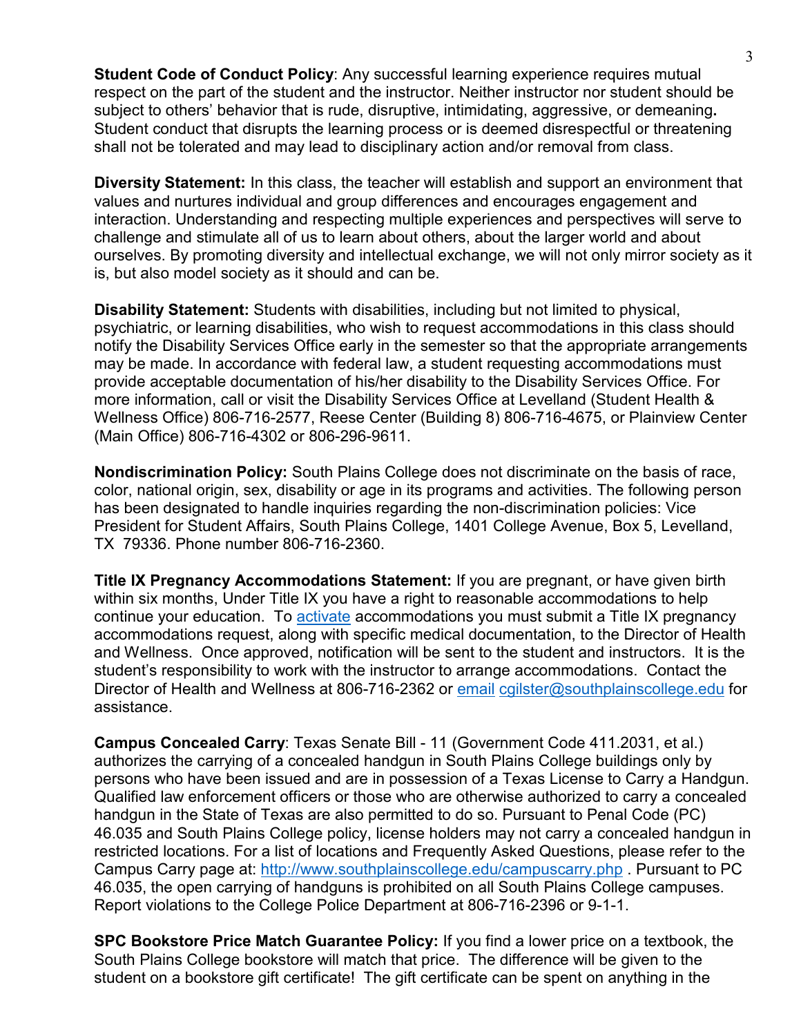**Student Code of Conduct Policy**: Any successful learning experience requires mutual respect on the part of the student and the instructor. Neither instructor nor student should be subject to others' behavior that is rude, disruptive, intimidating, aggressive, or demeaning**.** Student conduct that disrupts the learning process or is deemed disrespectful or threatening shall not be tolerated and may lead to disciplinary action and/or removal from class.

**Diversity Statement:** In this class, the teacher will establish and support an environment that values and nurtures individual and group differences and encourages engagement and interaction. Understanding and respecting multiple experiences and perspectives will serve to challenge and stimulate all of us to learn about others, about the larger world and about ourselves. By promoting diversity and intellectual exchange, we will not only mirror society as it is, but also model society as it should and can be.

**Disability Statement:** Students with disabilities, including but not limited to physical, psychiatric, or learning disabilities, who wish to request accommodations in this class should notify the Disability Services Office early in the semester so that the appropriate arrangements may be made. In accordance with federal law, a student requesting accommodations must provide acceptable documentation of his/her disability to the Disability Services Office. For more information, call or visit the Disability Services Office at Levelland (Student Health & Wellness Office) 806-716-2577, Reese Center (Building 8) 806-716-4675, or Plainview Center (Main Office) 806-716-4302 or 806-296-9611.

**Nondiscrimination Policy:** South Plains College does not discriminate on the basis of race, color, national origin, sex, disability or age in its programs and activities. The following person has been designated to handle inquiries regarding the non-discrimination policies: Vice President for Student Affairs, South Plains College, 1401 College Avenue, Box 5, Levelland, TX 79336. Phone number 806-716-2360.

**Title IX Pregnancy Accommodations Statement:** If you are pregnant, or have given birth within six months, Under Title IX you have a right to reasonable accommodations to help continue your education. To activate accommodations you must submit a Title IX pregnancy accommodations request, along with specific medical documentation, to the Director of Health and Wellness. Once approved, notification will be sent to the student and instructors. It is the student's responsibility to work with the instructor to arrange accommodations. Contact the Director of Health and Wellness at 806-716-2362 or email cgilster@southplainscollege.edu for assistance.

**Campus Concealed Carry**: Texas Senate Bill - 11 (Government Code 411.2031, et al.) authorizes the carrying of a concealed handgun in South Plains College buildings only by persons who have been issued and are in possession of a Texas License to Carry a Handgun. Qualified law enforcement officers or those who are otherwise authorized to carry a concealed handgun in the State of Texas are also permitted to do so. Pursuant to Penal Code (PC) 46.035 and South Plains College policy, license holders may not carry a concealed handgun in restricted locations. For a list of locations and Frequently Asked Questions, please refer to the Campus Carry page at: http://www.southplainscollege.edu/campuscarry.php . Pursuant to PC 46.035, the open carrying of handguns is prohibited on all South Plains College campuses. Report violations to the College Police Department at 806-716-2396 or 9-1-1.

**SPC Bookstore Price Match Guarantee Policy:** If you find a lower price on a textbook, the South Plains College bookstore will match that price. The difference will be given to the student on a bookstore gift certificate! The gift certificate can be spent on anything in the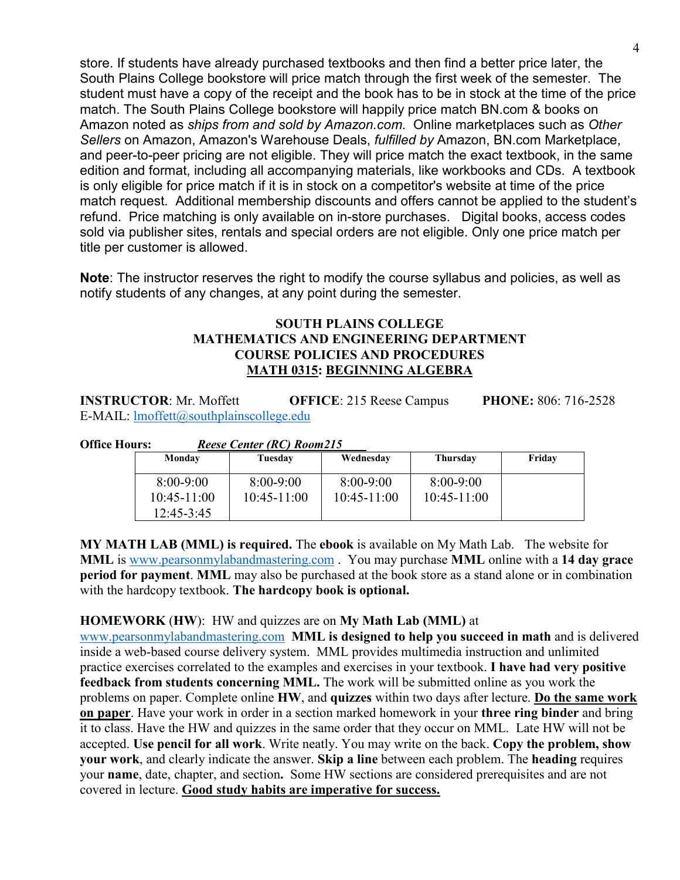store. If students have already purchased textbooks and then find a better price later, the South Plains College bookstore will price match through the first week of the semester. The student must have a copy of the receipt and the book has to be in stock at the time of the price match. The South Plains College bookstore will happily price match BN.com & books on Amazon noted as *ships from and sold by Amazon.com*. Online marketplaces such as *Other Sellers* on Amazon, Amazon's Warehouse Deals, *fulfilled by* Amazon, BN.com Marketplace, and peer-to-peer pricing are not eligible. They will price match the exact textbook, in the same edition and format, including all accompanying materials, like workbooks and CDs. A textbook is only eligible for price match if it is in stock on a competitor's website at time of the price match request. Additional membership discounts and offers cannot be applied to the student's refund. Price matching is only available on in-store purchases. Digital books, access codes sold via publisher sites, rentals and special orders are not eligible. Only one price match per title per customer is allowed.

**Note**: The instructor reserves the right to modify the course syllabus and policies, as well as notify students of any changes, at any point during the semester.

## SOUTH PLAINS COLLEGE
## MATHEMATICS AND ENGINEERING DEPARTMENT
## COURSE POLICIES AND PROCEDURES
## MATH 0315: BEGINNING ALGEBRA

**INSTRUCTOR**: Mr. Moffett **OFFICE**: 215 Reese Campus **PHONE:** 806: 716-2528
E-MAIL: lmoffett@southplainscollege.edu

**Office Hours:** ***Reese Center (RC) Room215***

| Monday | Tuesday | Wednesday | Thursday | Friday |
|---|---|---|---|---|
| 8:00-9:00<br>10:45-11:00<br>12:45-3:45 | 8:00-9:00<br>10:45-11:00 | 8:00-9:00<br>10:45-11:00 | 8:00-9:00<br>10:45-11:00 | |

**MY MATH LAB (MML) is required.** The **ebook** is available on My Math Lab. The website for **MML** is www.pearsonmylabandmastering.com . You may purchase **MML** online with a **14 day grace period for payment**. **MML** may also be purchased at the book store as a stand alone or in combination with the hardcopy textbook. **The hardcopy book is optional.**

**HOMEWORK** (**HW**): HW and quizzes are on **My Math Lab (MML)** at www.pearsonmylabandmastering.com **MML is designed to help you succeed in math** and is delivered inside a web-based course delivery system. MML provides multimedia instruction and unlimited practice exercises correlated to the examples and exercises in your textbook. **I have had very positive feedback from students concerning MML.** The work will be submitted online as you work the problems on paper. Complete online **HW**, and **quizzes** within two days after lecture. **Do the same work on paper**. Have your work in order in a section marked homework in your **three ring binder** and bring it to class. Have the HW and quizzes in the same order that they occur on MML. Late HW will not be accepted. **Use pencil for all work**. Write neatly. You may write on the back. **Copy the problem, show your work**, and clearly indicate the answer. **Skip a line** between each problem. The **heading** requires your **name**, date, chapter, and section**.** Some HW sections are considered prerequisites and are not covered in lecture. **Good study habits are imperative for success.**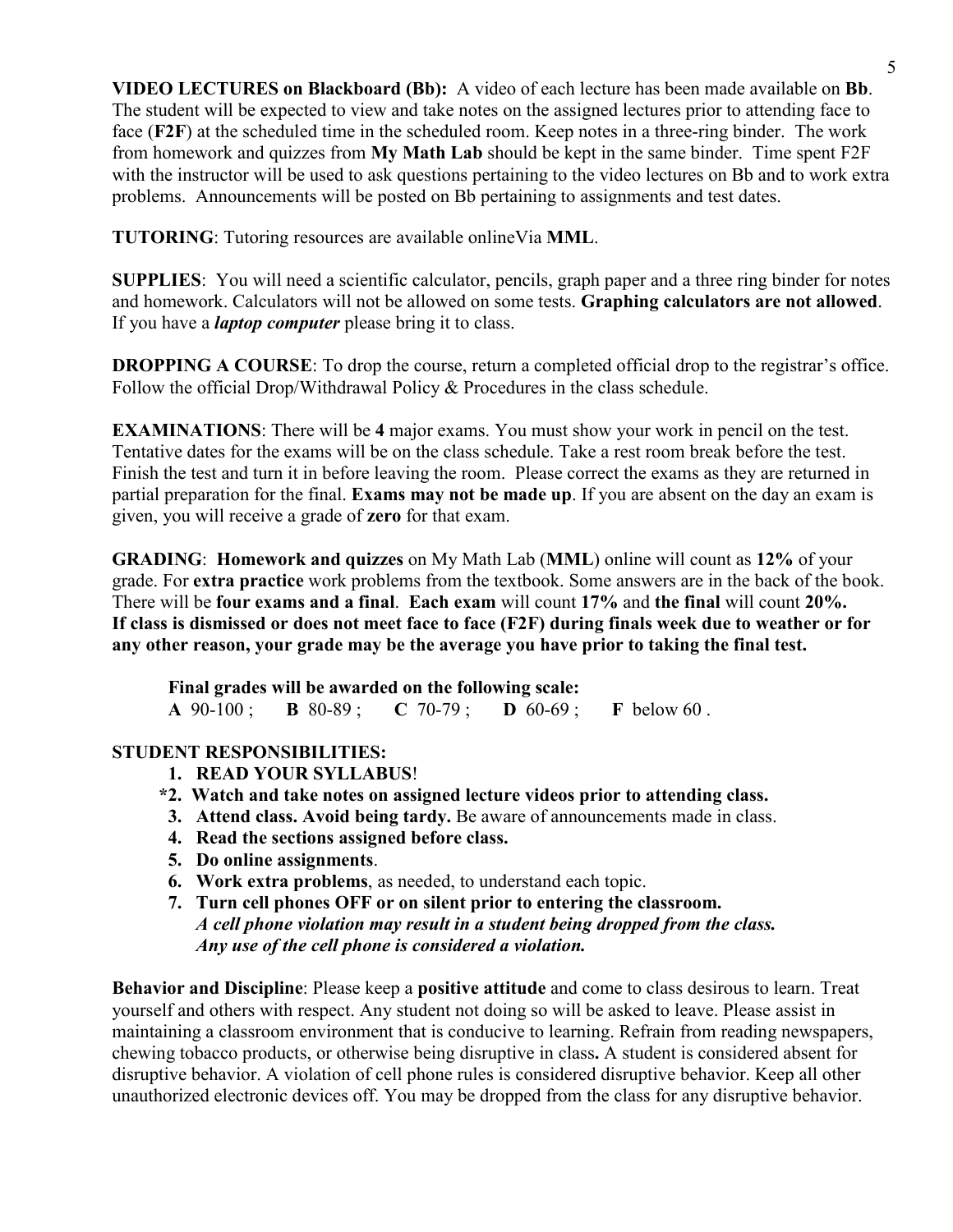**VIDEO LECTURES on Blackboard (Bb):** A video of each lecture has been made available on **Bb**. The student will be expected to view and take notes on the assigned lectures prior to attending face to face (**F2F**) at the scheduled time in the scheduled room. Keep notes in a three-ring binder. The work from homework and quizzes from **My Math Lab** should be kept in the same binder. Time spent F2F with the instructor will be used to ask questions pertaining to the video lectures on Bb and to work extra problems. Announcements will be posted on Bb pertaining to assignments and test dates.

**TUTORING**: Tutoring resources are available onlineVia **MML**.

**SUPPLIES**: You will need a scientific calculator, pencils, graph paper and a three ring binder for notes and homework. Calculators will not be allowed on some tests. **Graphing calculators are not allowed**. If you have a ***laptop computer*** please bring it to class.

**DROPPING A COURSE**: To drop the course, return a completed official drop to the registrar's office. Follow the official Drop/Withdrawal Policy & Procedures in the class schedule.

**EXAMINATIONS**: There will be **4** major exams. You must show your work in pencil on the test. Tentative dates for the exams will be on the class schedule. Take a rest room break before the test. Finish the test and turn it in before leaving the room. Please correct the exams as they are returned in partial preparation for the final. **Exams may not be made up**. If you are absent on the day an exam is given, you will receive a grade of **zero** for that exam.

**GRADING**: **Homework and quizzes** on My Math Lab (**MML**) online will count as **12%** of your grade. For **extra practice** work problems from the textbook. Some answers are in the back of the book. There will be **four exams and a final**. **Each exam** will count **17%** and **the final** will count **20%.**
**If class is dismissed or does not meet face to face (F2F) during finals week due to weather or for any other reason, your grade may be the average you have prior to taking the final test.**

**Final grades will be awarded on the following scale:**
**A** 90-100 ; **B** 80-89 ; **C** 70-79 ; **D** 60-69 ; **F** below 60 .

**STUDENT RESPONSIBILITIES:**

1. **READ YOUR SYLLABUS**!
*2. **Watch and take notes on assigned lecture videos prior to attending class.**
3. **Attend class. Avoid being tardy.** Be aware of announcements made in class.
4. **Read the sections assigned before class.**
5. **Do online assignments**.
6. **Work extra problems**, as needed, to understand each topic.
7. **Turn cell phones OFF or on silent prior to entering the classroom.**
   ***A cell phone violation may result in a student being dropped from the class.***
   ***Any use of the cell phone is considered a violation.***

**Behavior and Discipline**: Please keep a **positive attitude** and come to class desirous to learn. Treat yourself and others with respect. Any student not doing so will be asked to leave. Please assist in maintaining a classroom environment that is conducive to learning. Refrain from reading newspapers, chewing tobacco products, or otherwise being disruptive in class**.** A student is considered absent for disruptive behavior. A violation of cell phone rules is considered disruptive behavior. Keep all other unauthorized electronic devices off. You may be dropped from the class for any disruptive behavior.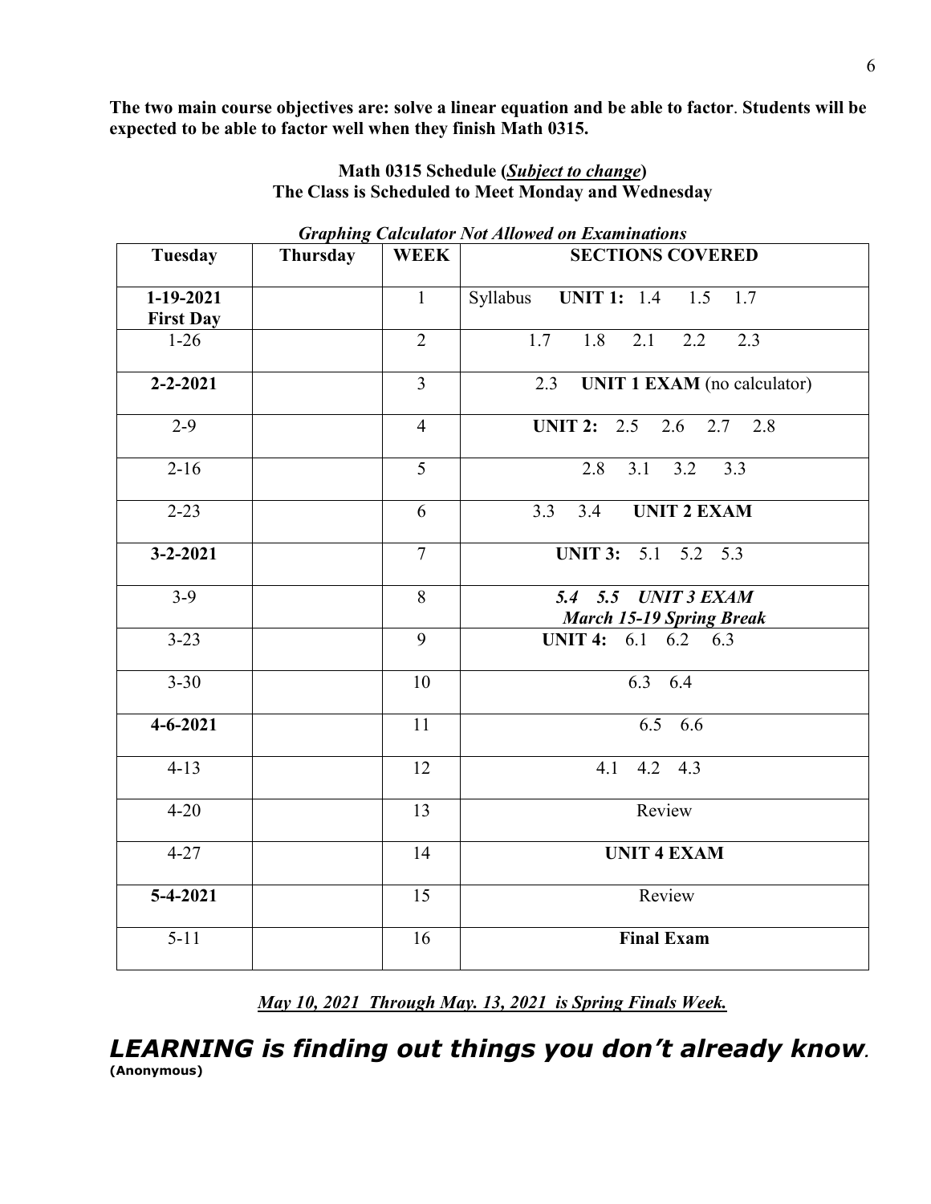**The two main course objectives are: solve a linear equation and be able to factor**. **Students will be expected to be able to factor well when they finish Math 0315.**

**Math 0315 Schedule (*Subject to change*)**
**The Class is Scheduled to Meet Monday and Wednesday**

***Graphing Calculator Not Allowed on Examinations***

| Tuesday | Thursday | WEEK | SECTIONS COVERED |
|---|---|---|---|
| **1-19-2021 First Day** | | 1 | Syllabus **UNIT 1:** 1.4 1.5 1.7 |
| 1-26 | | 2 | 1.7 1.8 2.1 2.2 2.3 |
| **2-2-2021** | | 3 | 2.3 **UNIT 1 EXAM** (no calculator) |
| 2-9 | | 4 | **UNIT 2:** 2.5 2.6 2.7 2.8 |
| 2-16 | | 5 | 2.8 3.1 3.2 3.3 |
| 2-23 | | 6 | 3.3 3.4 **UNIT 2 EXAM** |
| **3-2-2021** | | 7 | **UNIT 3:** 5.1 5.2 5.3 |
| 3-9 | | 8 | ***5.4 5.5 UNIT 3 EXAM March 15-19 Spring Break*** |
| 3-23 | | 9 | **UNIT 4:** 6.1 6.2 6.3 |
| 3-30 | | 10 | 6.3 6.4 |
| **4-6-2021** | | 11 | 6.5 6.6 |
| 4-13 | | 12 | 4.1 4.2 4.3 |
| 4-20 | | 13 | Review |
| 4-27 | | 14 | **UNIT 4 EXAM** |
| **5-4-2021** | | 15 | Review |
| 5-11 | | 16 | **Final Exam** |

***May 10, 2021 Through May. 13, 2021 is Spring Finals Week.***

## *LEARNING is finding out things you don't already know.*

**(Anonymous)**